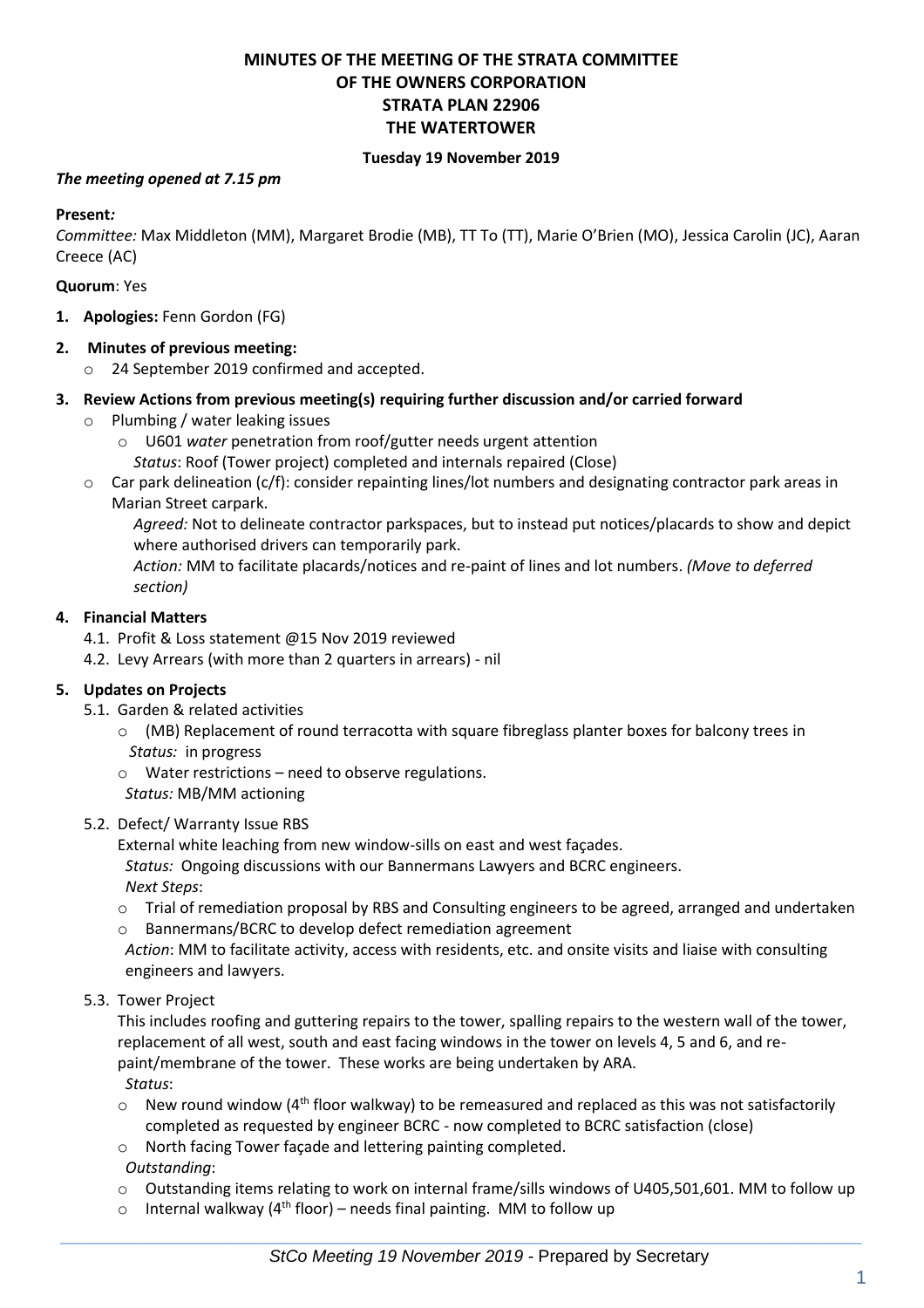# MINUTES OF THE MEETING OF THE STRATA COMMITTEE OF THE OWNERS CORPORATION STRATA PLAN 22906 THE WATERTOWER

**Tuesday 19 November 2019**

***The meeting opened at 7.15 pm***

**Present*:***
*Committee:* Max Middleton (MM), Margaret Brodie (MB), TT To (TT), Marie O'Brien (MO), Jessica Carolin (JC), Aaran Creece (AC)

**Quorum**: Yes

1. **Apologies:** Fenn Gordon (FG)

2. **Minutes of previous meeting:**
   - 24 September 2019 confirmed and accepted.

3. **Review Actions from previous meeting(s) requiring further discussion and/or carried forward**
   - Plumbing / water leaking issues
     - U601 *water* penetration from roof/gutter needs urgent attention
       *Status*: Roof (Tower project) completed and internals repaired (Close)
   - Car park delineation (c/f): consider repainting lines/lot numbers and designating contractor park areas in Marian Street carpark.
     *Agreed:* Not to delineate contractor parkspaces, but to instead put notices/placards to show and depict where authorised drivers can temporarily park.
     *Action:* MM to facilitate placards/notices and re-paint of lines and lot numbers. *(Move to deferred section)*

4. **Financial Matters**
   - 4.1. Profit & Loss statement @15 Nov 2019 reviewed
   - 4.2. Levy Arrears (with more than 2 quarters in arrears) - nil

5. **Updates on Projects**
   - 5.1. Garden & related activities
     - (MB) Replacement of round terracotta with square fibreglass planter boxes for balcony trees in
       *Status:* in progress
     - Water restrictions – need to observe regulations.
       *Status:* MB/MM actioning
   - 5.2. Defect/ Warranty Issue RBS
     External white leaching from new window-sills on east and west façades.
     *Status:* Ongoing discussions with our Bannermans Lawyers and BCRC engineers.
     *Next Steps*:
     - Trial of remediation proposal by RBS and Consulting engineers to be agreed, arranged and undertaken
     - Bannermans/BCRC to develop defect remediation agreement

     *Action*: MM to facilitate activity, access with residents, etc. and onsite visits and liaise with consulting engineers and lawyers.
   - 5.3. Tower Project
     This includes roofing and guttering repairs to the tower, spalling repairs to the western wall of the tower, replacement of all west, south and east facing windows in the tower on levels 4, 5 and 6, and re-paint/membrane of the tower. These works are being undertaken by ARA.
     *Status*:
     - New round window (4th floor walkway) to be remeasured and replaced as this was not satisfactorily completed as requested by engineer BCRC - now completed to BCRC satisfaction (close)
     - North facing Tower façade and lettering painting completed.

     *Outstanding*:
     - Outstanding items relating to work on internal frame/sills windows of U405,501,601. MM to follow up
     - Internal walkway (4th floor) – needs final painting. MM to follow up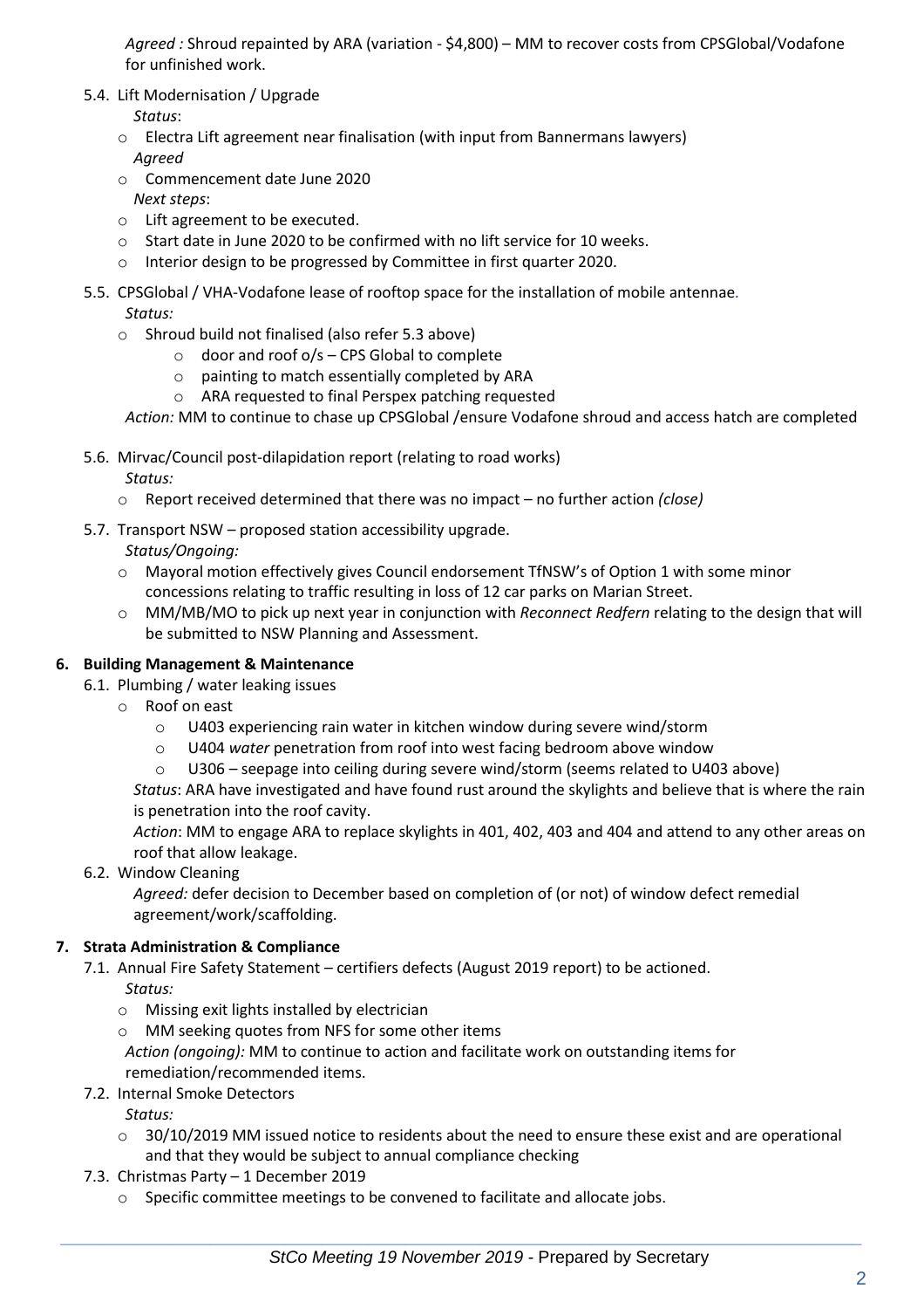*Agreed :* Shroud repainted by ARA (variation - $4,800) – MM to recover costs from CPSGlobal/Vodafone for unfinished work.

5.4. Lift Modernisation / Upgrade

*Status*:

- Electra Lift agreement near finalisation (with input from Bannermans lawyers)

*Agreed*

- Commencement date June 2020

*Next steps*:

- Lift agreement to be executed.
- Start date in June 2020 to be confirmed with no lift service for 10 weeks.
- Interior design to be progressed by Committee in first quarter 2020.

5.5. CPSGlobal / VHA-Vodafone lease of rooftop space for the installation of mobile antennae.

*Status:*

- Shroud build not finalised (also refer 5.3 above)
  - door and roof o/s – CPS Global to complete
  - painting to match essentially completed by ARA
  - ARA requested to final Perspex patching requested

*Action:* MM to continue to chase up CPSGlobal /ensure Vodafone shroud and access hatch are completed

5.6. Mirvac/Council post-dilapidation report (relating to road works)

*Status:*

- Report received determined that there was no impact – no further action *(close)*

5.7. Transport NSW – proposed station accessibility upgrade.

*Status/Ongoing:*

- Mayoral motion effectively gives Council endorsement TfNSW's of Option 1 with some minor concessions relating to traffic resulting in loss of 12 car parks on Marian Street.
- MM/MB/MO to pick up next year in conjunction with *Reconnect Redfern* relating to the design that will be submitted to NSW Planning and Assessment.

## 6. Building Management & Maintenance

6.1. Plumbing / water leaking issues

- Roof on east
  - U403 experiencing rain water in kitchen window during severe wind/storm
  - U404 *water* penetration from roof into west facing bedroom above window
  - U306 – seepage into ceiling during severe wind/storm (seems related to U403 above)

*Status*: ARA have investigated and have found rust around the skylights and believe that is where the rain is penetration into the roof cavity.

*Action*: MM to engage ARA to replace skylights in 401, 402, 403 and 404 and attend to any other areas on roof that allow leakage.

6.2. Window Cleaning

*Agreed:* defer decision to December based on completion of (or not) of window defect remedial agreement/work/scaffolding.

## 7. Strata Administration & Compliance

7.1. Annual Fire Safety Statement – certifiers defects (August 2019 report) to be actioned.

*Status:*

- Missing exit lights installed by electrician
- MM seeking quotes from NFS for some other items

*Action (ongoing):* MM to continue to action and facilitate work on outstanding items for remediation/recommended items.

7.2. Internal Smoke Detectors

*Status:*

- 30/10/2019 MM issued notice to residents about the need to ensure these exist and are operational and that they would be subject to annual compliance checking

7.3. Christmas Party – 1 December 2019

- Specific committee meetings to be convened to facilitate and allocate jobs.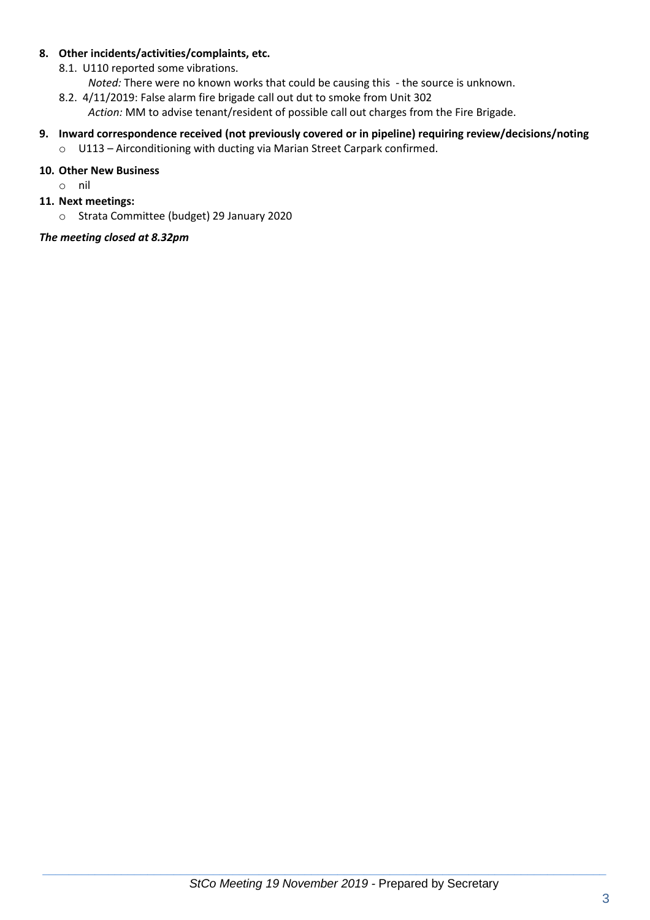**8. Other incidents/activities/complaints, etc.**

8.1. U110 reported some vibrations.

*Noted:* There were no known works that could be causing this - the source is unknown.

8.2. 4/11/2019: False alarm fire brigade call out dut to smoke from Unit 302

*Action:* MM to advise tenant/resident of possible call out charges from the Fire Brigade.

**9. Inward correspondence received (not previously covered or in pipeline) requiring review/decisions/noting**

- U113 – Airconditioning with ducting via Marian Street Carpark confirmed.

**10. Other New Business**

- nil

**11. Next meetings:**

- Strata Committee (budget) 29 January 2020

***The meeting closed at 8.32pm***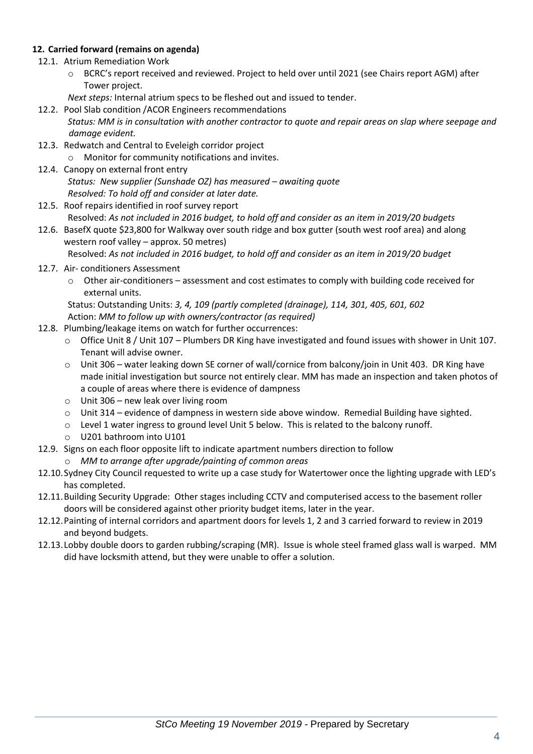**12. Carried forward (remains on agenda)**

12.1. Atrium Remediation Work

- BCRC's report received and reviewed. Project to held over until 2021 (see Chairs report AGM) after Tower project.

*Next steps:* Internal atrium specs to be fleshed out and issued to tender.

12.2. Pool Slab condition /ACOR Engineers recommendations

*Status: MM is in consultation with another contractor to quote and repair areas on slap where seepage and damage evident.*

12.3. Redwatch and Central to Eveleigh corridor project

- Monitor for community notifications and invites.

12.4. Canopy on external front entry

*Status: New supplier (Sunshade OZ) has measured – awaiting quote*

*Resolved: To hold off and consider at later date.*

12.5. Roof repairs identified in roof survey report

Resolved: *As not included in 2016 budget, to hold off and consider as an item in 2019/20 budgets*

12.6. BasefX quote $23,800 for Walkway over south ridge and box gutter (south west roof area) and along western roof valley – approx. 50 metres)

Resolved: *As not included in 2016 budget, to hold off and consider as an item in 2019/20 budget*

12.7. Air- conditioners Assessment

- Other air-conditioners – assessment and cost estimates to comply with building code received for external units.

Status: Outstanding Units: *3, 4, 109 (partly completed (drainage), 114, 301, 405, 601, 602*

Action: *MM to follow up with owners/contractor (as required)*

12.8. Plumbing/leakage items on watch for further occurrences:

- Office Unit 8 / Unit 107 – Plumbers DR King have investigated and found issues with shower in Unit 107. Tenant will advise owner.
- Unit 306 – water leaking down SE corner of wall/cornice from balcony/join in Unit 403. DR King have made initial investigation but source not entirely clear. MM has made an inspection and taken photos of a couple of areas where there is evidence of dampness
- Unit 306 – new leak over living room
- Unit 314 – evidence of dampness in western side above window. Remedial Building have sighted.
- Level 1 water ingress to ground level Unit 5 below. This is related to the balcony runoff.
- U201 bathroom into U101

12.9. Signs on each floor opposite lift to indicate apartment numbers direction to follow

- *MM to arrange after upgrade/painting of common areas*

12.10. Sydney City Council requested to write up a case study for Watertower once the lighting upgrade with LED's has completed.

12.11. Building Security Upgrade: Other stages including CCTV and computerised access to the basement roller doors will be considered against other priority budget items, later in the year.

12.12. Painting of internal corridors and apartment doors for levels 1, 2 and 3 carried forward to review in 2019 and beyond budgets.

12.13. Lobby double doors to garden rubbing/scraping (MR). Issue is whole steel framed glass wall is warped. MM did have locksmith attend, but they were unable to offer a solution.